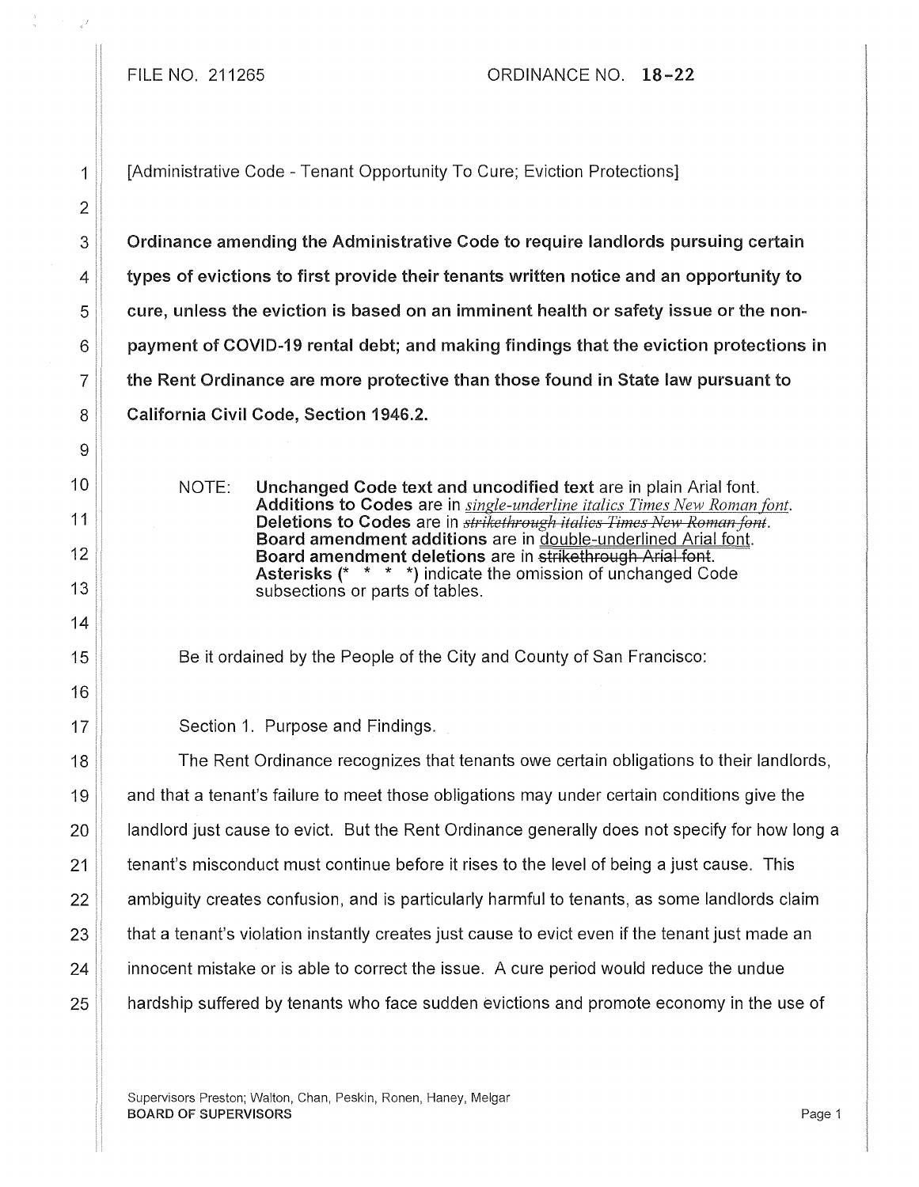FILE NO. 211265 ORDINANCE NO. 18-22

[Administrative Code - Tenant Opportunity To Cure; Eviction Protections]

**Ordinance amending the Administrative Code to require landlords pursuing certain types of evictions to first provide their tenants written notice and an opportunity to cure, unless the eviction is based on an imminent health or safety issue or the non-payment of COVID-19 rental debt; and making findings that the eviction protections in the Rent Ordinance are more protective than those found in State law pursuant to California Civil Code, Section 1946.2.**

NOTE: **Unchanged Code text and uncodified text** are in plain Arial font.
**Additions to Codes** are in *single-underline italics Times New Roman font*.
**Deletions to Codes** are in ~~*strikethrough italics Times New Roman font*~~.
**Board amendment additions** are in double-underlined Arial font.
**Board amendment deletions** are in ~~strikethrough Arial font~~.
**Asterisks (* * * *)** indicate the omission of unchanged Code subsections or parts of tables.

Be it ordained by the People of the City and County of San Francisco:

Section 1. Purpose and Findings.

The Rent Ordinance recognizes that tenants owe certain obligations to their landlords, and that a tenant's failure to meet those obligations may under certain conditions give the landlord just cause to evict. But the Rent Ordinance generally does not specify for how long a tenant's misconduct must continue before it rises to the level of being a just cause. This ambiguity creates confusion, and is particularly harmful to tenants, as some landlords claim that a tenant's violation instantly creates just cause to evict even if the tenant just made an innocent mistake or is able to correct the issue. A cure period would reduce the undue hardship suffered by tenants who face sudden evictions and promote economy in the use of

Supervisors Preston; Walton, Chan, Peskin, Ronen, Haney, Melgar
BOARD OF SUPERVISORS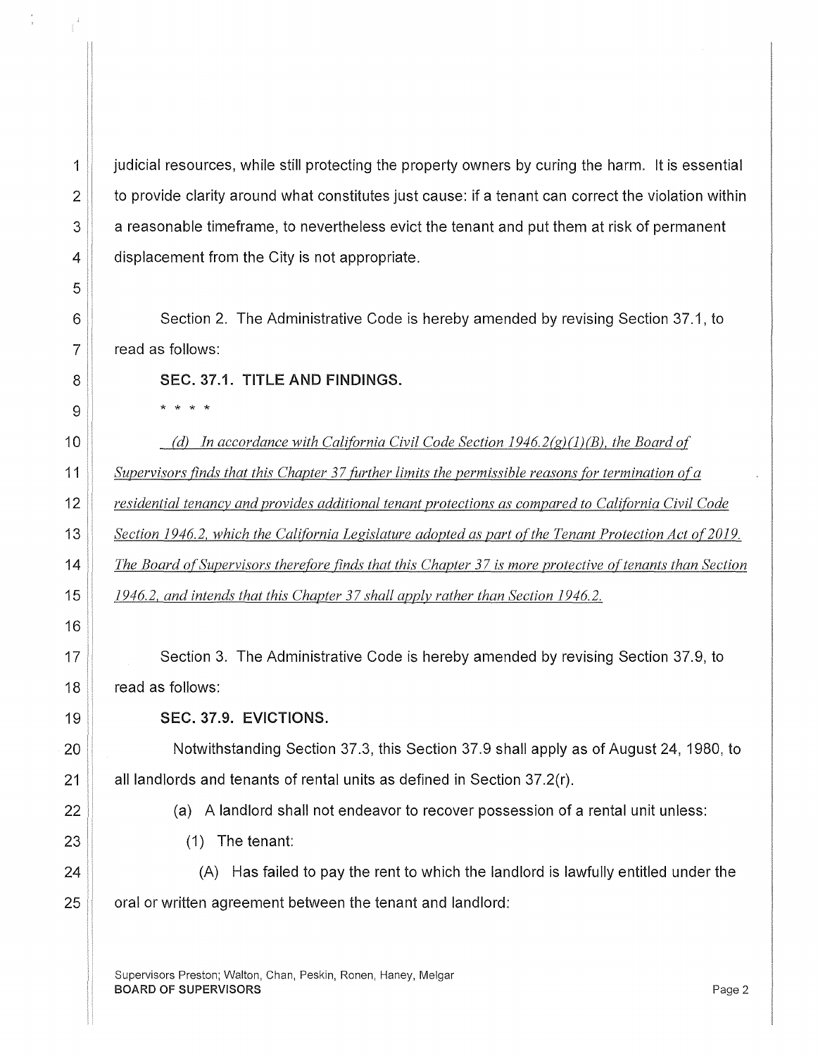judicial resources, while still protecting the property owners by curing the harm. It is essential to provide clarity around what constitutes just cause: if a tenant can correct the violation within a reasonable timeframe, to nevertheless evict the tenant and put them at risk of permanent displacement from the City is not appropriate.

Section 2. The Administrative Code is hereby amended by revising Section 37.1, to read as follows:

**SEC. 37.1. TITLE AND FINDINGS.**

\* \* \* \*

*(d) In accordance with California Civil Code Section 1946.2(g)(1)(B), the Board of Supervisors finds that this Chapter 37 further limits the permissible reasons for termination of a residential tenancy and provides additional tenant protections as compared to California Civil Code Section 1946.2, which the California Legislature adopted as part of the Tenant Protection Act of 2019. The Board of Supervisors therefore finds that this Chapter 37 is more protective of tenants than Section 1946.2, and intends that this Chapter 37 shall apply rather than Section 1946.2.*

Section 3. The Administrative Code is hereby amended by revising Section 37.9, to read as follows:

**SEC. 37.9. EVICTIONS.**

Notwithstanding Section 37.3, this Section 37.9 shall apply as of August 24, 1980, to all landlords and tenants of rental units as defined in Section 37.2(r).

(a) A landlord shall not endeavor to recover possession of a rental unit unless:

(1) The tenant:

(A) Has failed to pay the rent to which the landlord is lawfully entitled under the oral or written agreement between the tenant and landlord: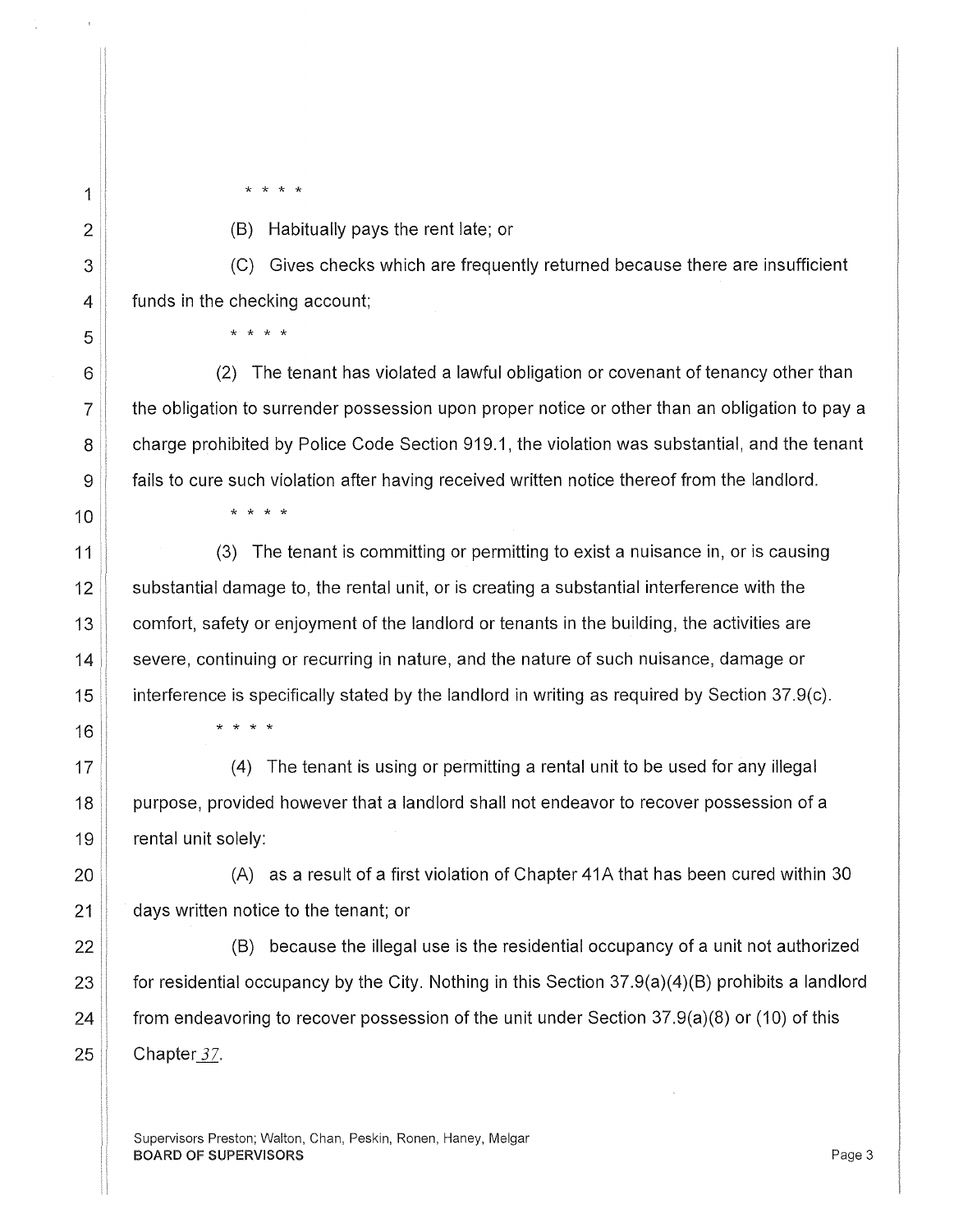\* \* \* \*

(B) Habitually pays the rent late; or

(C) Gives checks which are frequently returned because there are insufficient funds in the checking account;

\* \* \* \*

(2) The tenant has violated a lawful obligation or covenant of tenancy other than the obligation to surrender possession upon proper notice or other than an obligation to pay a charge prohibited by Police Code Section 919.1, the violation was substantial, and the tenant fails to cure such violation after having received written notice thereof from the landlord.

\* \* \* \*

(3) The tenant is committing or permitting to exist a nuisance in, or is causing substantial damage to, the rental unit, or is creating a substantial interference with the comfort, safety or enjoyment of the landlord or tenants in the building, the activities are severe, continuing or recurring in nature, and the nature of such nuisance, damage or interference is specifically stated by the landlord in writing as required by Section 37.9(c).

\* \* \* \*

(4) The tenant is using or permitting a rental unit to be used for any illegal purpose, provided however that a landlord shall not endeavor to recover possession of a rental unit solely:

(A) as a result of a first violation of Chapter 41A that has been cured within 30 days written notice to the tenant; or

(B) because the illegal use is the residential occupancy of a unit not authorized for residential occupancy by the City. Nothing in this Section 37.9(a)(4)(B) prohibits a landlord from endeavoring to recover possession of the unit under Section 37.9(a)(8) or (10) of this Chapter *37*.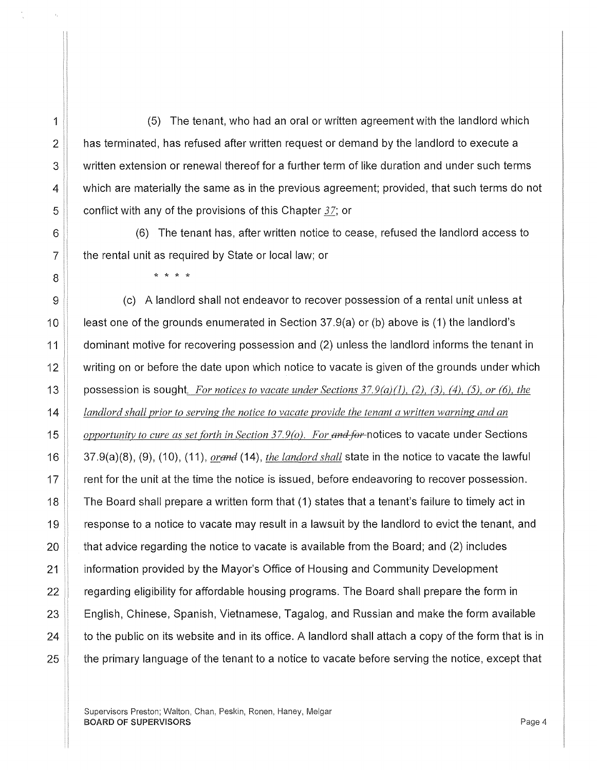(5) The tenant, who had an oral or written agreement with the landlord which has terminated, has refused after written request or demand by the landlord to execute a written extension or renewal thereof for a further term of like duration and under such terms which are materially the same as in the previous agreement; provided, that such terms do not conflict with any of the provisions of this Chapter *37*; or

(6) The tenant has, after written notice to cease, refused the landlord access to the rental unit as required by State or local law; or

\* \* \* \*

(c) A landlord shall not endeavor to recover possession of a rental unit unless at least one of the grounds enumerated in Section 37.9(a) or (b) above is (1) the landlord's dominant motive for recovering possession and (2) unless the landlord informs the tenant in writing on or before the date upon which notice to vacate is given of the grounds under which possession is sought*. For notices to vacate under Sections 37.9(a)(1), (2), (3), (4), (5), or (6), the landlord shall prior to serving the notice to vacate provide the tenant a written warning and an opportunity to cure as set forth in Section 37.9(o). For* ~~and for~~ notices to vacate under Sections 37.9(a)(8), (9), (10), (11), *or*~~and~~ (14), *the landord shall* state in the notice to vacate the lawful rent for the unit at the time the notice is issued, before endeavoring to recover possession. The Board shall prepare a written form that (1) states that a tenant's failure to timely act in response to a notice to vacate may result in a lawsuit by the landlord to evict the tenant, and that advice regarding the notice to vacate is available from the Board; and (2) includes information provided by the Mayor's Office of Housing and Community Development regarding eligibility for affordable housing programs. The Board shall prepare the form in English, Chinese, Spanish, Vietnamese, Tagalog, and Russian and make the form available to the public on its website and in its office. A landlord shall attach a copy of the form that is in the primary language of the tenant to a notice to vacate before serving the notice, except that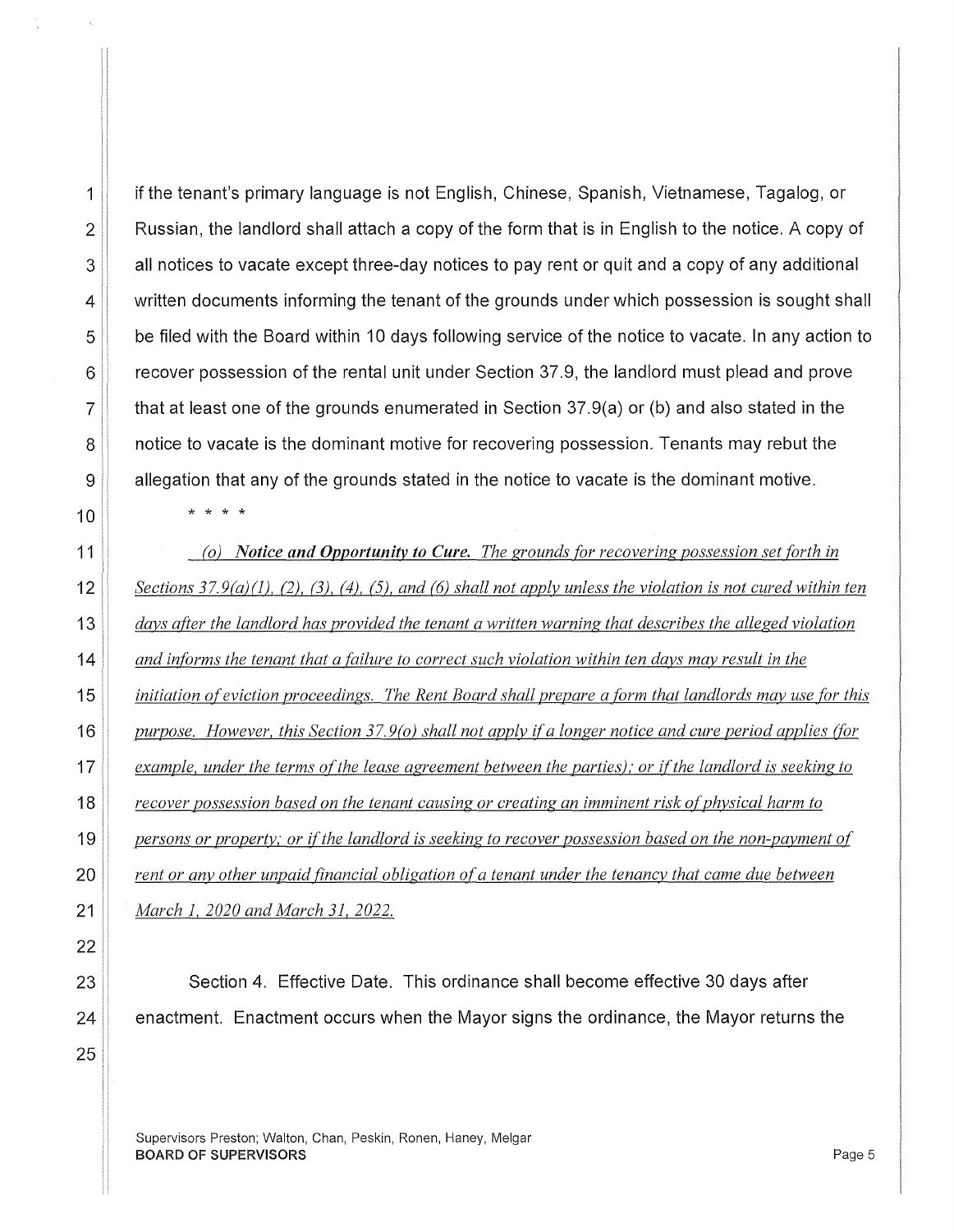if the tenant's primary language is not English, Chinese, Spanish, Vietnamese, Tagalog, or Russian, the landlord shall attach a copy of the form that is in English to the notice. A copy of all notices to vacate except three-day notices to pay rent or quit and a copy of any additional written documents informing the tenant of the grounds under which possession is sought shall be filed with the Board within 10 days following service of the notice to vacate. In any action to recover possession of the rental unit under Section 37.9, the landlord must plead and prove that at least one of the grounds enumerated in Section 37.9(a) or (b) and also stated in the notice to vacate is the dominant motive for recovering possession. Tenants may rebut the allegation that any of the grounds stated in the notice to vacate is the dominant motive.

\* \* \* \*

*(o)* ***Notice and Opportunity to Cure.*** *The grounds for recovering possession set forth in Sections 37.9(a)(1), (2), (3), (4), (5), and (6) shall not apply unless the violation is not cured within ten days after the landlord has provided the tenant a written warning that describes the alleged violation and informs the tenant that a failure to correct such violation within ten days may result in the initiation of eviction proceedings. The Rent Board shall prepare a form that landlords may use for this purpose. However, this Section 37.9(o) shall not apply if a longer notice and cure period applies (for example, under the terms of the lease agreement between the parties); or if the landlord is seeking to recover possession based on the tenant causing or creating an imminent risk of physical harm to persons or property; or if the landlord is seeking to recover possession based on the non-payment of rent or any other unpaid financial obligation of a tenant under the tenancy that came due between March 1, 2020 and March 31, 2022.*

Section 4. Effective Date. This ordinance shall become effective 30 days after enactment. Enactment occurs when the Mayor signs the ordinance, the Mayor returns the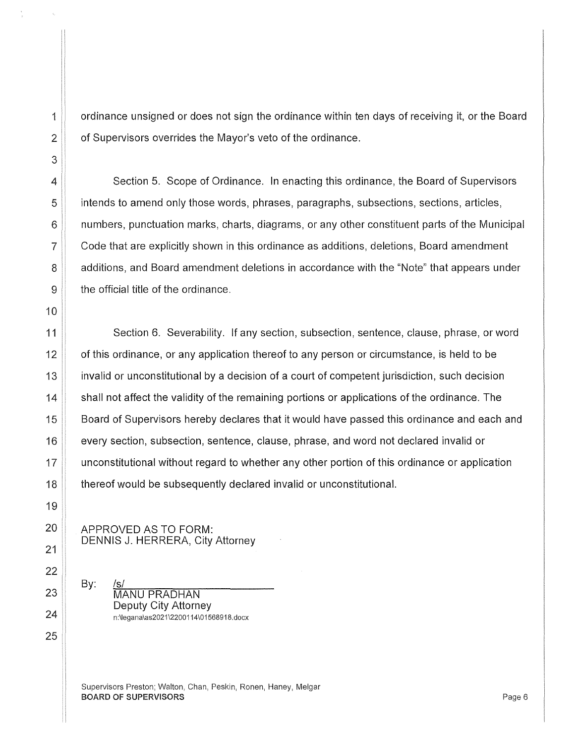ordinance unsigned or does not sign the ordinance within ten days of receiving it, or the Board of Supervisors overrides the Mayor's veto of the ordinance.

Section 5. Scope of Ordinance. In enacting this ordinance, the Board of Supervisors intends to amend only those words, phrases, paragraphs, subsections, sections, articles, numbers, punctuation marks, charts, diagrams, or any other constituent parts of the Municipal Code that are explicitly shown in this ordinance as additions, deletions, Board amendment additions, and Board amendment deletions in accordance with the "Note" that appears under the official title of the ordinance.

Section 6. Severability. If any section, subsection, sentence, clause, phrase, or word of this ordinance, or any application thereof to any person or circumstance, is held to be invalid or unconstitutional by a decision of a court of competent jurisdiction, such decision shall not affect the validity of the remaining portions or applications of the ordinance. The Board of Supervisors hereby declares that it would have passed this ordinance and each and every section, subsection, sentence, clause, phrase, and word not declared invalid or unconstitutional without regard to whether any other portion of this ordinance or application thereof would be subsequently declared invalid or unconstitutional.

APPROVED AS TO FORM:
DENNIS J. HERRERA, City Attorney

By: /s/
MANU PRADHAN
Deputy City Attorney
n:\legana\as2021\2200114\01568918.docx

Supervisors Preston; Walton, Chan, Peskin, Ronen, Haney, Melgar
**BOARD OF SUPERVISORS**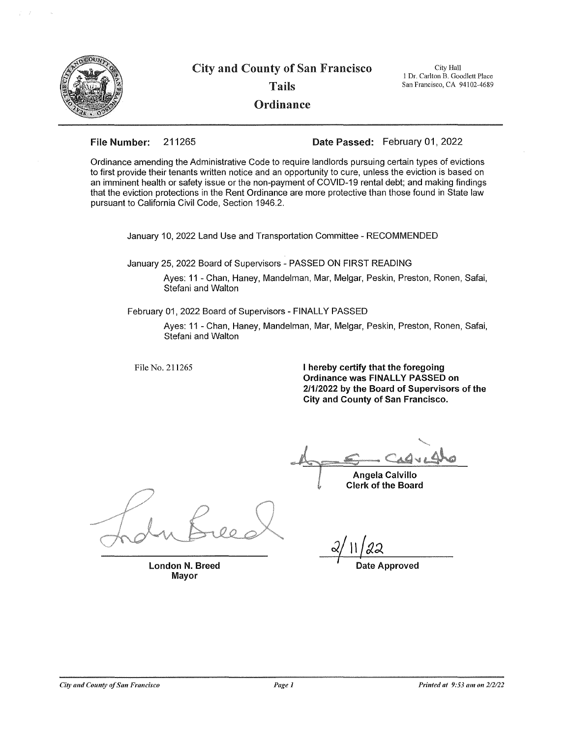# City and County of San Francisco

## Tails

## Ordinance

City Hall
1 Dr. Carlton B. Goodlett Place
San Francisco, CA 94102-4689

**File Number:** 211265 **Date Passed:** February 01, 2022

Ordinance amending the Administrative Code to require landlords pursuing certain types of evictions to first provide their tenants written notice and an opportunity to cure, unless the eviction is based on an imminent health or safety issue or the non-payment of COVID-19 rental debt; and making findings that the eviction protections in the Rent Ordinance are more protective than those found in State law pursuant to California Civil Code, Section 1946.2.

January 10, 2022 Land Use and Transportation Committee - RECOMMENDED

January 25, 2022 Board of Supervisors - PASSED ON FIRST READING

Ayes: 11 - Chan, Haney, Mandelman, Mar, Melgar, Peskin, Preston, Ronen, Safai, Stefani and Walton

February 01, 2022 Board of Supervisors - FINALLY PASSED

Ayes: 11 - Chan, Haney, Mandelman, Mar, Melgar, Peskin, Preston, Ronen, Safai, Stefani and Walton

File No. 211265

**I hereby certify that the foregoing Ordinance was FINALLY PASSED on 2/1/2022 by the Board of Supervisors of the City and County of San Francisco.**

**Angela Calvillo**
**Clerk of the Board**

**London N. Breed**
**Mayor**

2/11/22
**Date Approved**